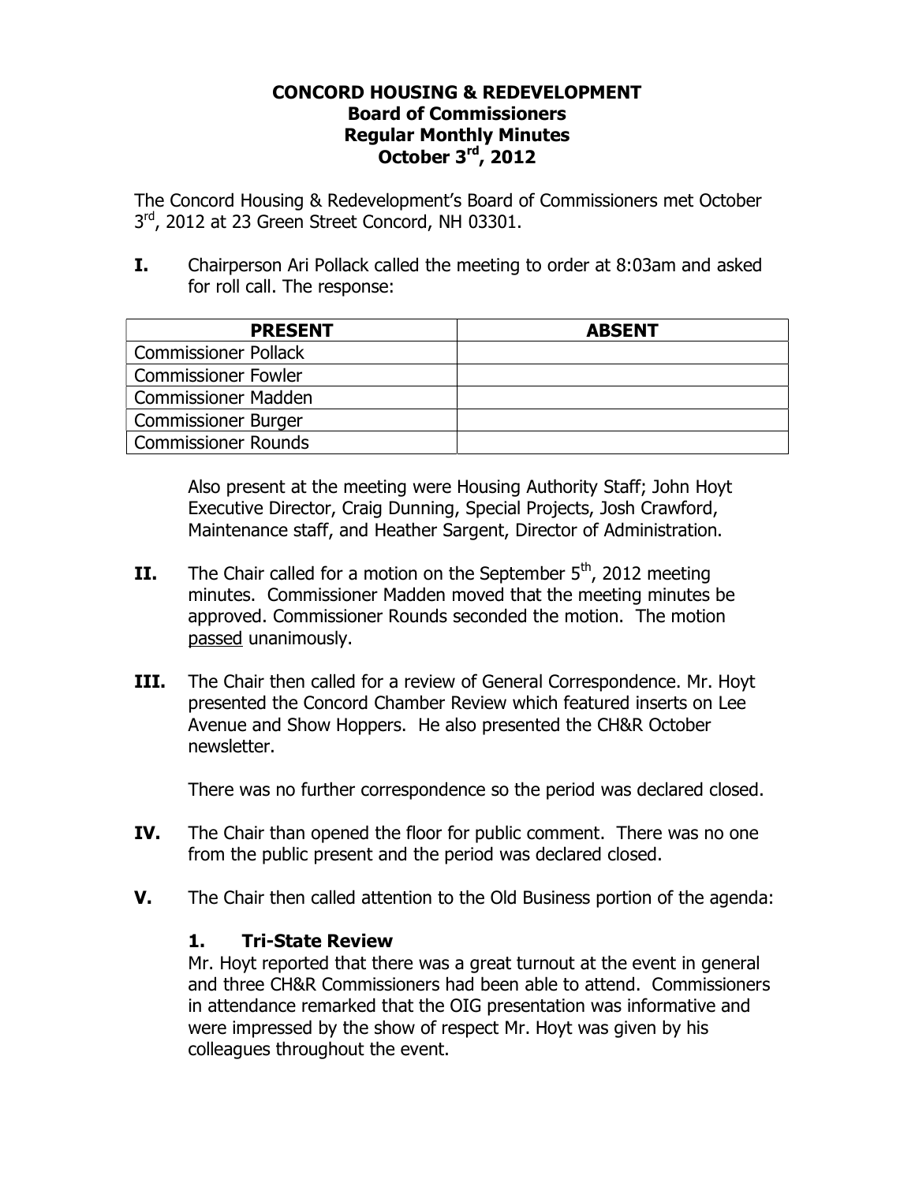**CONCORD HOUSING & REDEVELOPMENT**
**Board of Commissioners**
**Regular Monthly Minutes**
**October 3rd, 2012**

The Concord Housing & Redevelopment's Board of Commissioners met October 3rd, 2012 at 23 Green Street Concord, NH 03301.

**I.** Chairperson Ari Pollack called the meeting to order at 8:03am and asked for roll call. The response:

| PRESENT | ABSENT |
|---|---|
| Commissioner Pollack | |
| Commissioner Fowler | |
| Commissioner Madden | |
| Commissioner Burger | |
| Commissioner Rounds | |

Also present at the meeting were Housing Authority Staff; John Hoyt Executive Director, Craig Dunning, Special Projects, Josh Crawford, Maintenance staff, and Heather Sargent, Director of Administration.

**II.** The Chair called for a motion on the September 5th, 2012 meeting minutes. Commissioner Madden moved that the meeting minutes be approved. Commissioner Rounds seconded the motion. The motion passed unanimously.

**III.** The Chair then called for a review of General Correspondence. Mr. Hoyt presented the Concord Chamber Review which featured inserts on Lee Avenue and Show Hoppers. He also presented the CH&R October newsletter.

There was no further correspondence so the period was declared closed.

**IV.** The Chair than opened the floor for public comment. There was no one from the public present and the period was declared closed.

**V.** The Chair then called attention to the Old Business portion of the agenda:

**1. Tri-State Review**
Mr. Hoyt reported that there was a great turnout at the event in general and three CH&R Commissioners had been able to attend. Commissioners in attendance remarked that the OIG presentation was informative and were impressed by the show of respect Mr. Hoyt was given by his colleagues throughout the event.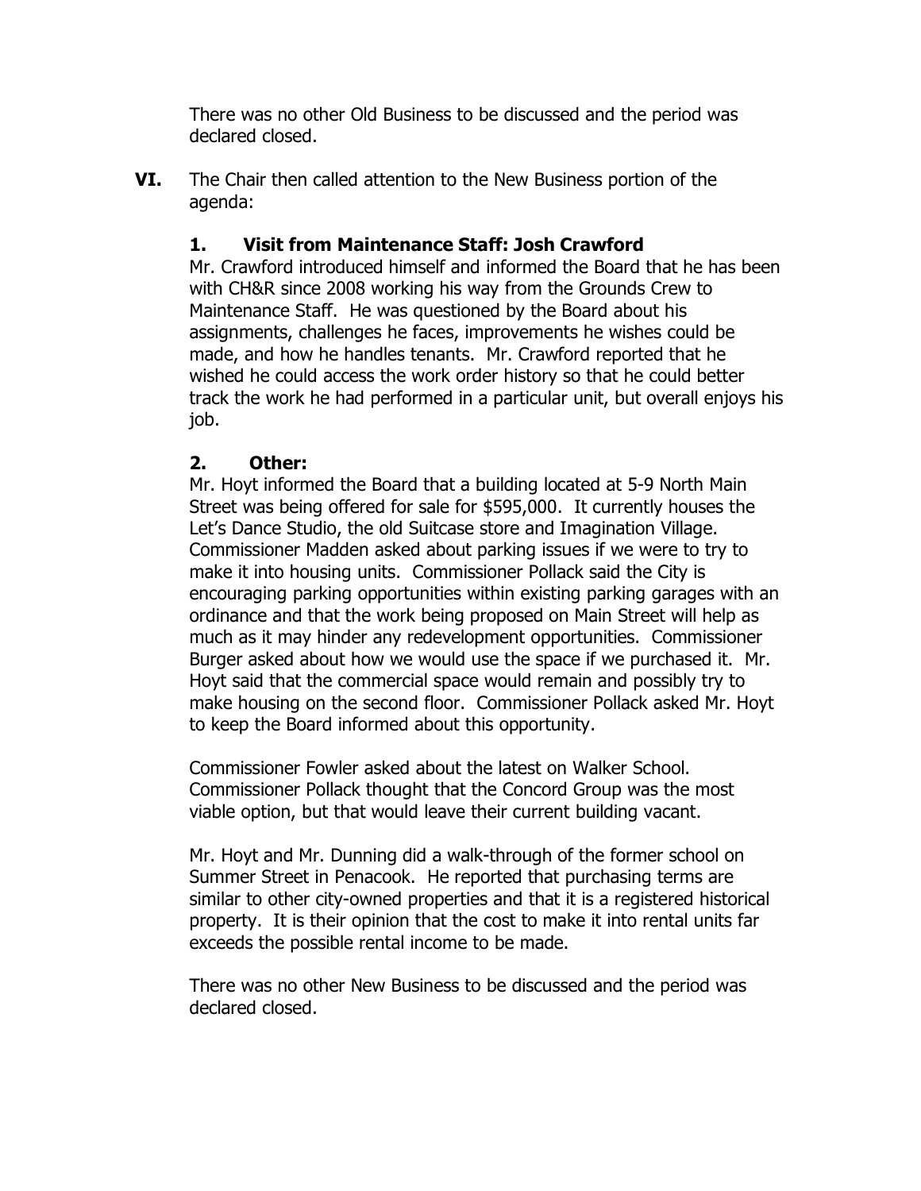There was no other Old Business to be discussed and the period was declared closed.

**VI.** The Chair then called attention to the New Business portion of the agenda:

**1. Visit from Maintenance Staff: Josh Crawford**

Mr. Crawford introduced himself and informed the Board that he has been with CH&R since 2008 working his way from the Grounds Crew to Maintenance Staff. He was questioned by the Board about his assignments, challenges he faces, improvements he wishes could be made, and how he handles tenants. Mr. Crawford reported that he wished he could access the work order history so that he could better track the work he had performed in a particular unit, but overall enjoys his job.

**2. Other:**

Mr. Hoyt informed the Board that a building located at 5-9 North Main Street was being offered for sale for $595,000. It currently houses the Let's Dance Studio, the old Suitcase store and Imagination Village. Commissioner Madden asked about parking issues if we were to try to make it into housing units. Commissioner Pollack said the City is encouraging parking opportunities within existing parking garages with an ordinance and that the work being proposed on Main Street will help as much as it may hinder any redevelopment opportunities. Commissioner Burger asked about how we would use the space if we purchased it. Mr. Hoyt said that the commercial space would remain and possibly try to make housing on the second floor. Commissioner Pollack asked Mr. Hoyt to keep the Board informed about this opportunity.

Commissioner Fowler asked about the latest on Walker School. Commissioner Pollack thought that the Concord Group was the most viable option, but that would leave their current building vacant.

Mr. Hoyt and Mr. Dunning did a walk-through of the former school on Summer Street in Penacook. He reported that purchasing terms are similar to other city-owned properties and that it is a registered historical property. It is their opinion that the cost to make it into rental units far exceeds the possible rental income to be made.

There was no other New Business to be discussed and the period was declared closed.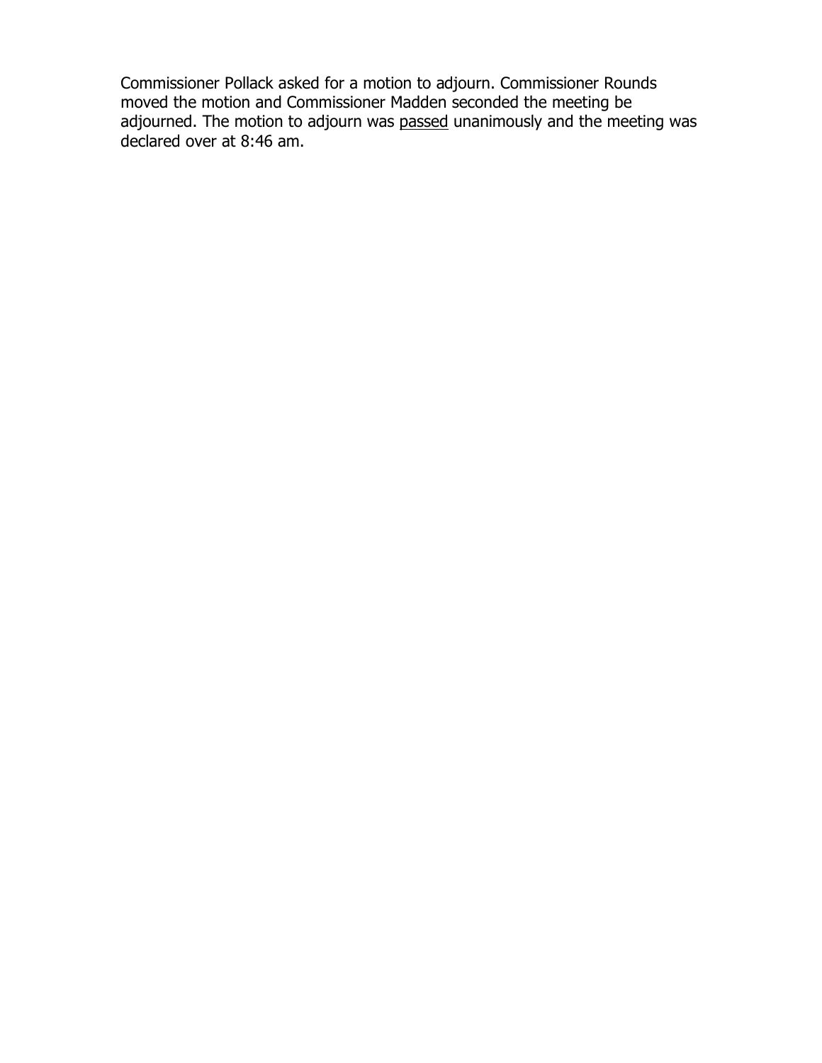Commissioner Pollack asked for a motion to adjourn. Commissioner Rounds moved the motion and Commissioner Madden seconded the meeting be adjourned. The motion to adjourn was <u>passed</u> unanimously and the meeting was declared over at 8:46 am.